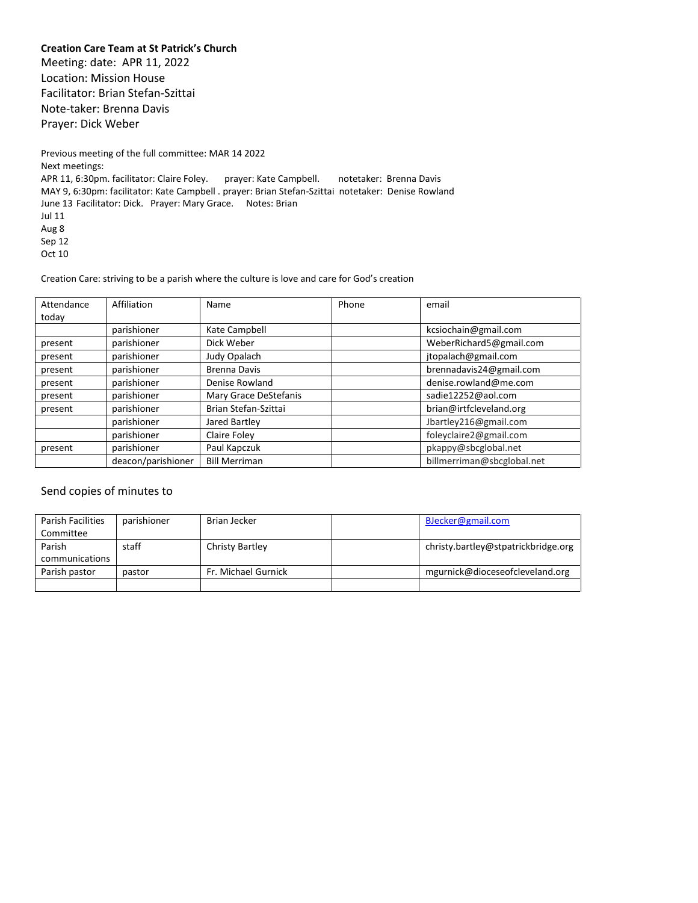**Creation Care Team at St Patrick's Church**

Meeting: date: APR 11, 2022
Location: Mission House
Facilitator: Brian Stefan-Szittai
Note-taker: Brenna Davis
Prayer: Dick Weber

Previous meeting of the full committee: MAR 14 2022
Next meetings:
APR 11, 6:30pm. facilitator: Claire Foley. prayer: Kate Campbell. notetaker: Brenna Davis
MAY 9, 6:30pm: facilitator: Kate Campbell . prayer: Brian Stefan-Szittai notetaker: Denise Rowland
June 13 Facilitator: Dick. Prayer: Mary Grace. Notes: Brian
Jul 11
Aug 8
Sep 12
Oct 10

Creation Care: striving to be a parish where the culture is love and care for God's creation

| Attendance today | Affiliation | Name | Phone | email |
|---|---|---|---|---|
| | parishioner | Kate Campbell | | kcsiochain@gmail.com |
| present | parishioner | Dick Weber | | WeberRichard5@gmail.com |
| present | parishioner | Judy Opalach | | jtopalach@gmail.com |
| present | parishioner | Brenna Davis | | brennadavis24@gmail.com |
| present | parishioner | Denise Rowland | | denise.rowland@me.com |
| present | parishioner | Mary Grace DeStefanis | | sadie12252@aol.com |
| present | parishioner | Brian Stefan-Szittai | | brian@irtfcleveland.org |
| | parishioner | Jared Bartley | | Jbartley216@gmail.com |
| | parishioner | Claire Foley | | foleyclaire2@gmail.com |
| present | parishioner | Paul Kapczuk | | pkappy@sbcglobal.net |
| | deacon/parishioner | Bill Merriman | | billmerriman@sbcglobal.net |

## Send copies of minutes to

| | | | | |
|---|---|---|---|---|
| Parish Facilities Committee | parishioner | Brian Jecker | | BJecker@gmail.com |
| Parish communications | staff | Christy Bartley | | christy.bartley@stpatrickbridge.org |
| Parish pastor | pastor | Fr. Michael Gurnick | | mgurnick@dioceseofcleveland.org |
| | | | | |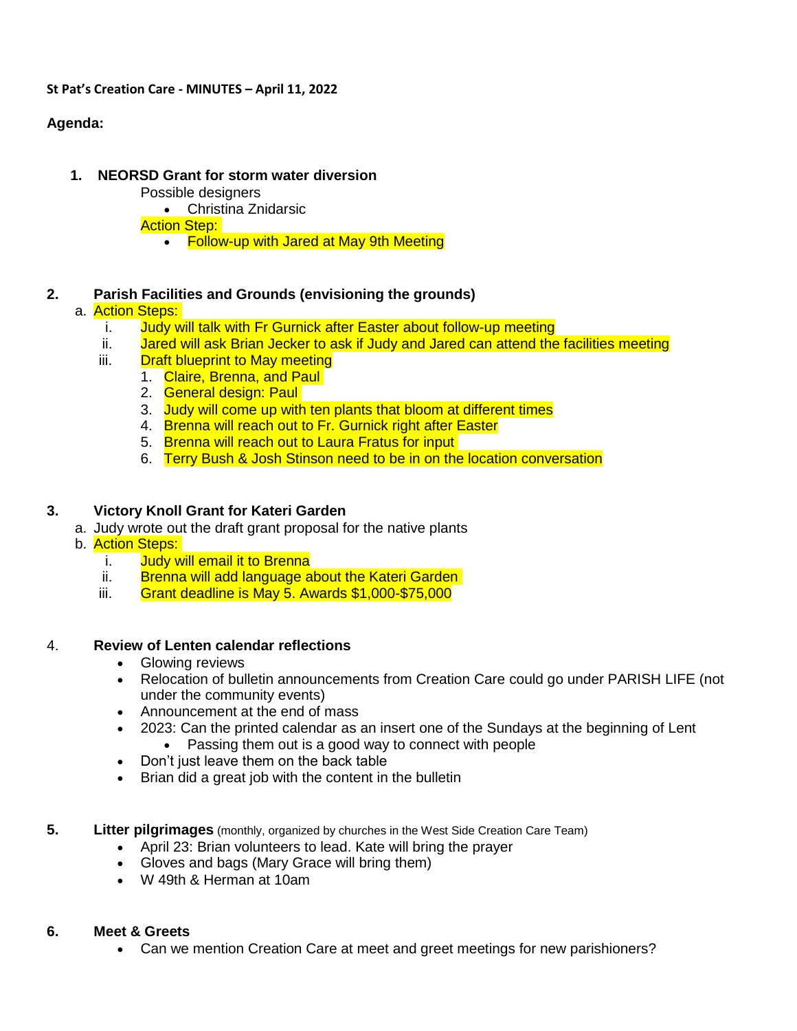**St Pat's Creation Care - MINUTES – April 11, 2022**

**Agenda:**

1. **NEORSD Grant for storm water diversion**

   Possible designers

   - Christina Znidarsic

   Action Step:

   - Follow-up with Jared at May 9th Meeting

2. **Parish Facilities and Grounds (envisioning the grounds)**

   a. Action Steps:
      i. Judy will talk with Fr Gurnick after Easter about follow-up meeting
      ii. Jared will ask Brian Jecker to ask if Judy and Jared can attend the facilities meeting
      iii. Draft blueprint to May meeting
         1. Claire, Brenna, and Paul
         2. General design: Paul
         3. Judy will come up with ten plants that bloom at different times
         4. Brenna will reach out to Fr. Gurnick right after Easter
         5. Brenna will reach out to Laura Fratus for input
         6. Terry Bush & Josh Stinson need to be in on the location conversation

3. **Victory Knoll Grant for Kateri Garden**

   a. Judy wrote out the draft grant proposal for the native plants
   b. Action Steps:
      i. Judy will email it to Brenna
      ii. Brenna will add language about the Kateri Garden
      iii. Grant deadline is May 5. Awards $1,000-$75,000

4. **Review of Lenten calendar reflections**

   - Glowing reviews
   - Relocation of bulletin announcements from Creation Care could go under PARISH LIFE (not under the community events)
   - Announcement at the end of mass
   - 2023: Can the printed calendar as an insert one of the Sundays at the beginning of Lent
     - Passing them out is a good way to connect with people
   - Don't just leave them on the back table
   - Brian did a great job with the content in the bulletin

5. **Litter pilgrimages** (monthly, organized by churches in the West Side Creation Care Team)

   - April 23: Brian volunteers to lead. Kate will bring the prayer
   - Gloves and bags (Mary Grace will bring them)
   - W 49th & Herman at 10am

6. **Meet & Greets**

   - Can we mention Creation Care at meet and greet meetings for new parishioners?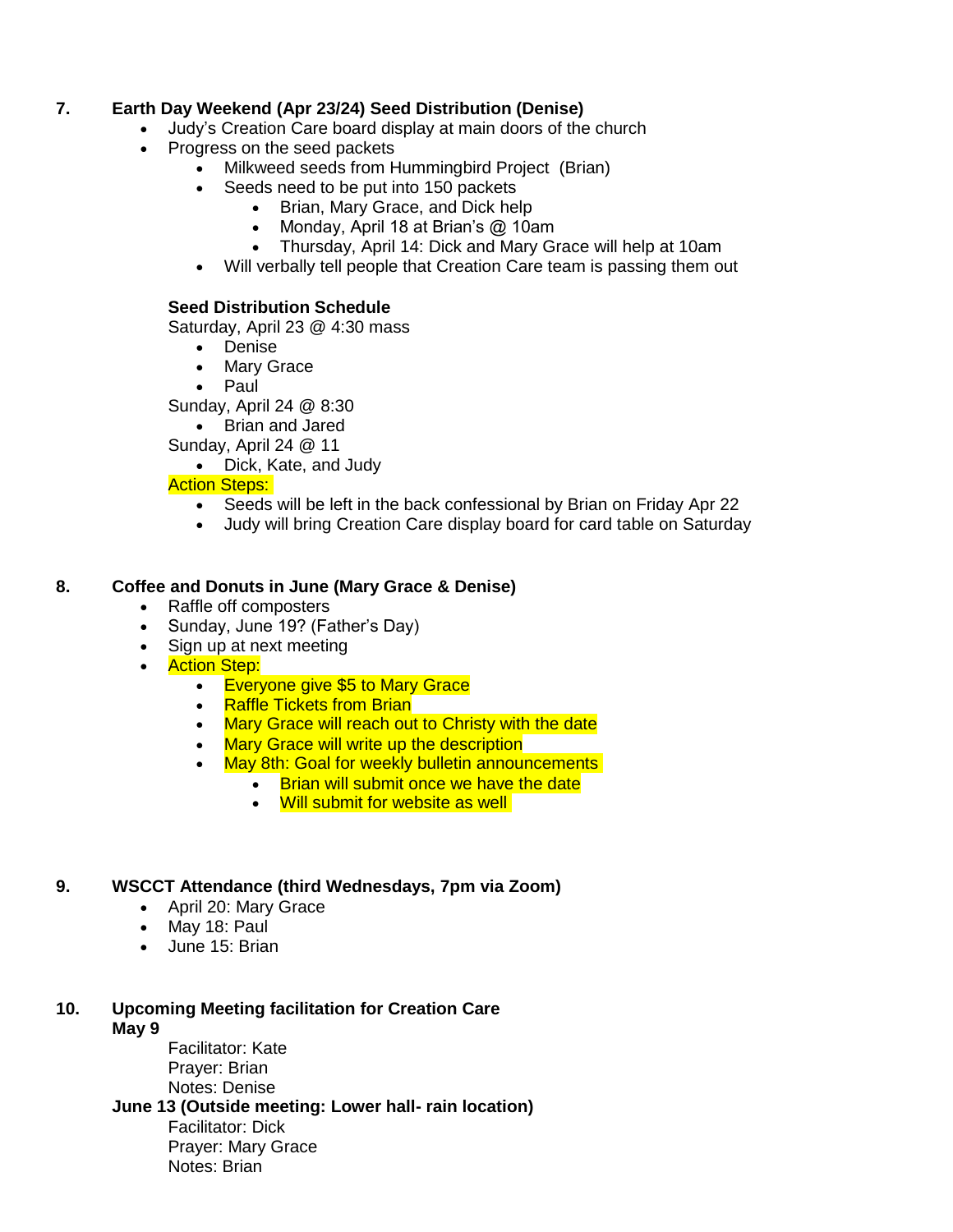7. **Earth Day Weekend (Apr 23/24) Seed Distribution (Denise)**
   - Judy's Creation Care board display at main doors of the church
   - Progress on the seed packets
     - Milkweed seeds from Hummingbird Project (Brian)
     - Seeds need to be put into 150 packets
       - Brian, Mary Grace, and Dick help
       - Monday, April 18 at Brian's @ 10am
       - Thursday, April 14: Dick and Mary Grace will help at 10am
     - Will verbally tell people that Creation Care team is passing them out

   **Seed Distribution Schedule**

   Saturday, April 23 @ 4:30 mass
   - Denise
   - Mary Grace
   - Paul

   Sunday, April 24 @ 8:30
   - Brian and Jared

   Sunday, April 24 @ 11
   - Dick, Kate, and Judy

   Action Steps:
   - Seeds will be left in the back confessional by Brian on Friday Apr 22
   - Judy will bring Creation Care display board for card table on Saturday

8. **Coffee and Donuts in June (Mary Grace & Denise)**
   - Raffle off composters
   - Sunday, June 19? (Father's Day)
   - Sign up at next meeting
   - Action Step:
     - Everyone give $5 to Mary Grace
     - Raffle Tickets from Brian
     - Mary Grace will reach out to Christy with the date
     - Mary Grace will write up the description
     - May 8th: Goal for weekly bulletin announcements
       - Brian will submit once we have the date
       - Will submit for website as well

9. **WSCCT Attendance (third Wednesdays, 7pm via Zoom)**
   - April 20: Mary Grace
   - May 18: Paul
   - June 15: Brian

10. **Upcoming Meeting facilitation for Creation Care**

    **May 9**

    Facilitator: Kate
    Prayer: Brian
    Notes: Denise

    **June 13 (Outside meeting: Lower hall- rain location)**

    Facilitator: Dick
    Prayer: Mary Grace
    Notes: Brian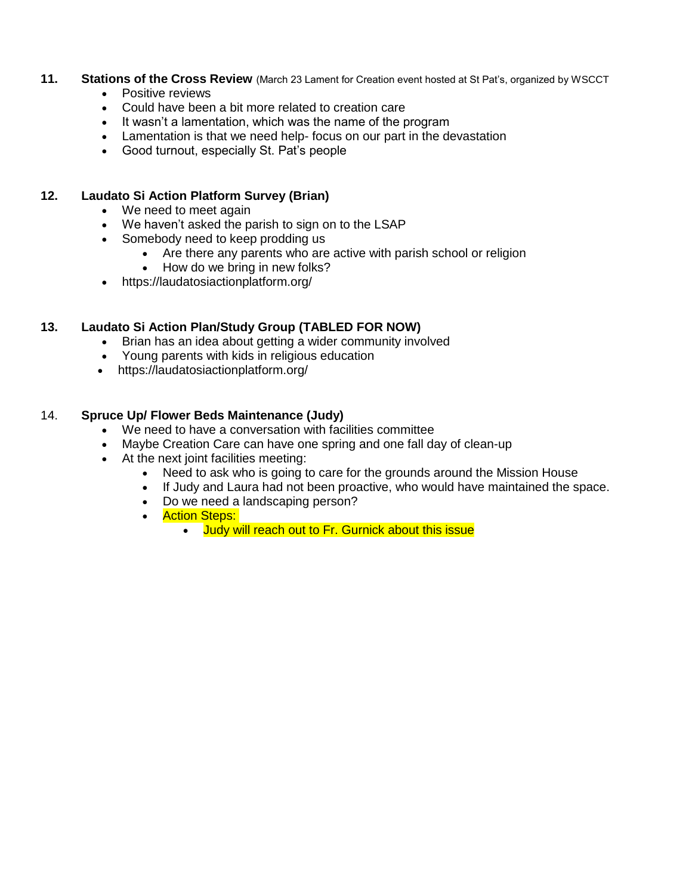**11. Stations of the Cross Review** (March 23 Lament for Creation event hosted at St Pat's, organized by WSCCT

- Positive reviews
- Could have been a bit more related to creation care
- It wasn't a lamentation, which was the name of the program
- Lamentation is that we need help- focus on our part in the devastation
- Good turnout, especially St. Pat's people

**12. Laudato Si Action Platform Survey (Brian)**

- We need to meet again
- We haven't asked the parish to sign on to the LSAP
- Somebody need to keep prodding us
  - Are there any parents who are active with parish school or religion
  - How do we bring in new folks?
- https://laudatosiactionplatform.org/

**13. Laudato Si Action Plan/Study Group (TABLED FOR NOW)**

- Brian has an idea about getting a wider community involved
- Young parents with kids in religious education
- https://laudatosiactionplatform.org/

14. **Spruce Up/ Flower Beds Maintenance (Judy)**

- We need to have a conversation with facilities committee
- Maybe Creation Care can have one spring and one fall day of clean-up
- At the next joint facilities meeting:
  - Need to ask who is going to care for the grounds around the Mission House
  - If Judy and Laura had not been proactive, who would have maintained the space.
  - Do we need a landscaping person?
  - Action Steps:
    - Judy will reach out to Fr. Gurnick about this issue